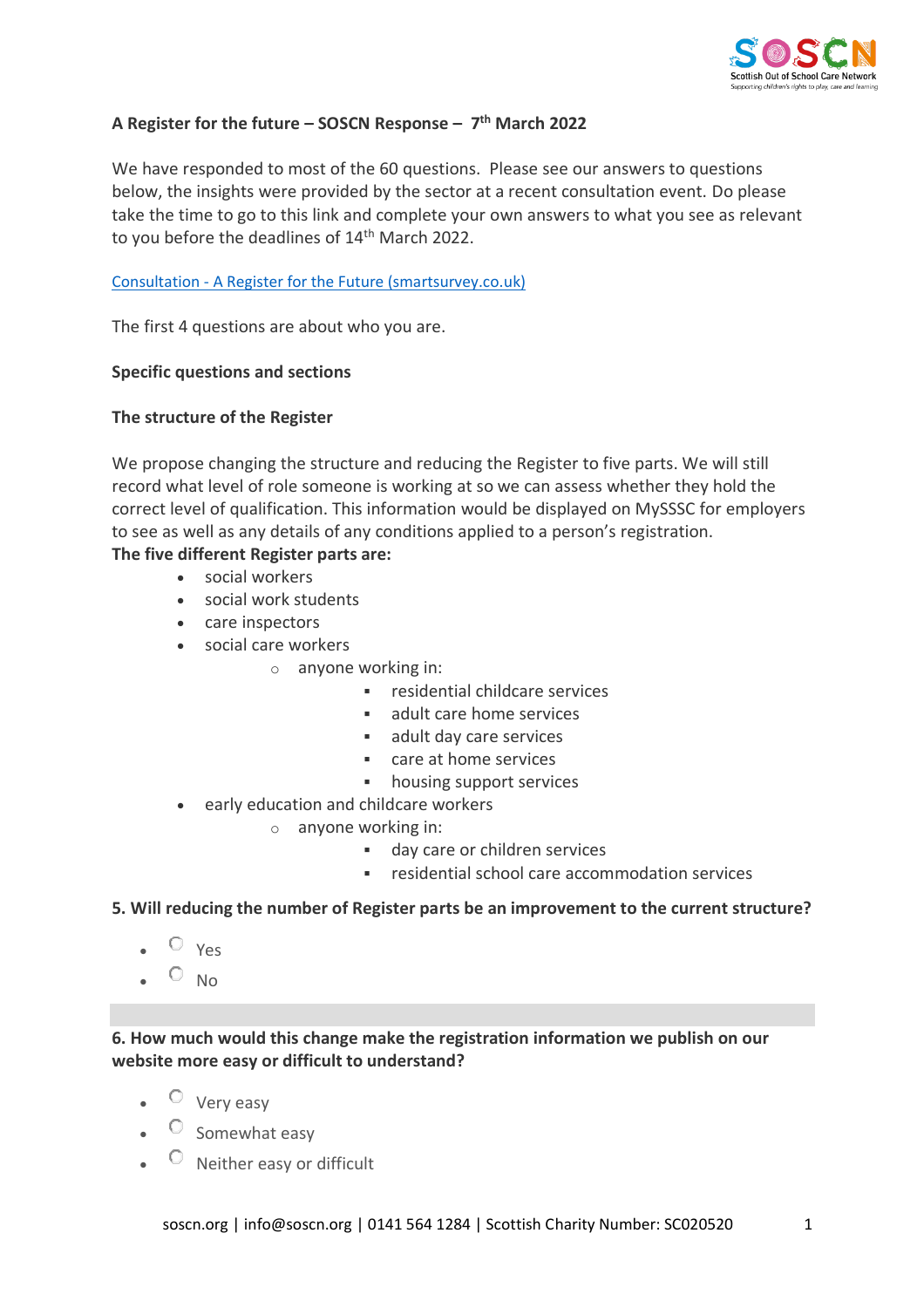**A Register for the future – SOSCN Response – 7th March 2022**

We have responded to most of the 60 questions. Please see our answers to questions below, the insights were provided by the sector at a recent consultation event. Do please take the time to go to this link and complete your own answers to what you see as relevant to you before the deadlines of 14th March 2022.

[Consultation - A Register for the Future (smartsurvey.co.uk)]

The first 4 questions are about who you are.

**Specific questions and sections**

**The structure of the Register**

We propose changing the structure and reducing the Register to five parts. We will still record what level of role someone is working at so we can assess whether they hold the correct level of qualification. This information would be displayed on MySSSC for employers to see as well as any details of any conditions applied to a person's registration.

**The five different Register parts are:**

- social workers
- social work students
- care inspectors
- social care workers
  - anyone working in:
    - residential childcare services
    - adult care home services
    - adult day care services
    - care at home services
    - housing support services
- early education and childcare workers
  - anyone working in:
    - day care or children services
    - residential school care accommodation services

**5. Will reducing the number of Register parts be an improvement to the current structure?**

- ○ Yes
- ○ No

**6. How much would this change make the registration information we publish on our website more easy or difficult to understand?**

- ○ Very easy
- ○ Somewhat easy
- ○ Neither easy or difficult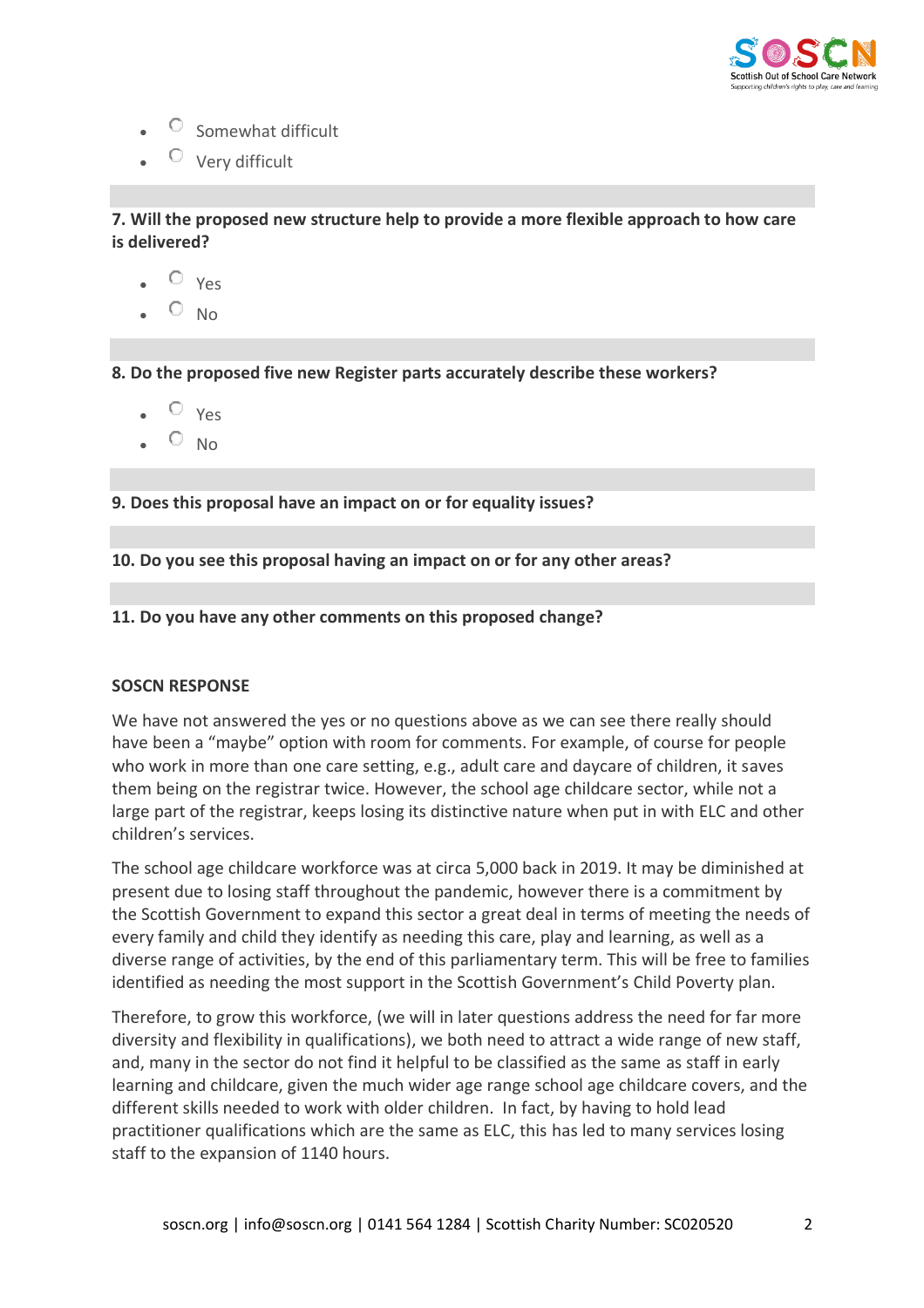- Somewhat difficult
- Very difficult

**7. Will the proposed new structure help to provide a more flexible approach to how care is delivered?**

- Yes
- No

**8. Do the proposed five new Register parts accurately describe these workers?**

- Yes
- No

**9. Does this proposal have an impact on or for equality issues?**

**10. Do you see this proposal having an impact on or for any other areas?**

**11. Do you have any other comments on this proposed change?**

**SOSCN RESPONSE**

We have not answered the yes or no questions above as we can see there really should have been a "maybe" option with room for comments. For example, of course for people who work in more than one care setting, e.g., adult care and daycare of children, it saves them being on the registrar twice. However, the school age childcare sector, while not a large part of the registrar, keeps losing its distinctive nature when put in with ELC and other children's services.

The school age childcare workforce was at circa 5,000 back in 2019. It may be diminished at present due to losing staff throughout the pandemic, however there is a commitment by the Scottish Government to expand this sector a great deal in terms of meeting the needs of every family and child they identify as needing this care, play and learning, as well as a diverse range of activities, by the end of this parliamentary term. This will be free to families identified as needing the most support in the Scottish Government's Child Poverty plan.

Therefore, to grow this workforce, (we will in later questions address the need for far more diversity and flexibility in qualifications), we both need to attract a wide range of new staff, and, many in the sector do not find it helpful to be classified as the same as staff in early learning and childcare, given the much wider age range school age childcare covers, and the different skills needed to work with older children. In fact, by having to hold lead practitioner qualifications which are the same as ELC, this has led to many services losing staff to the expansion of 1140 hours.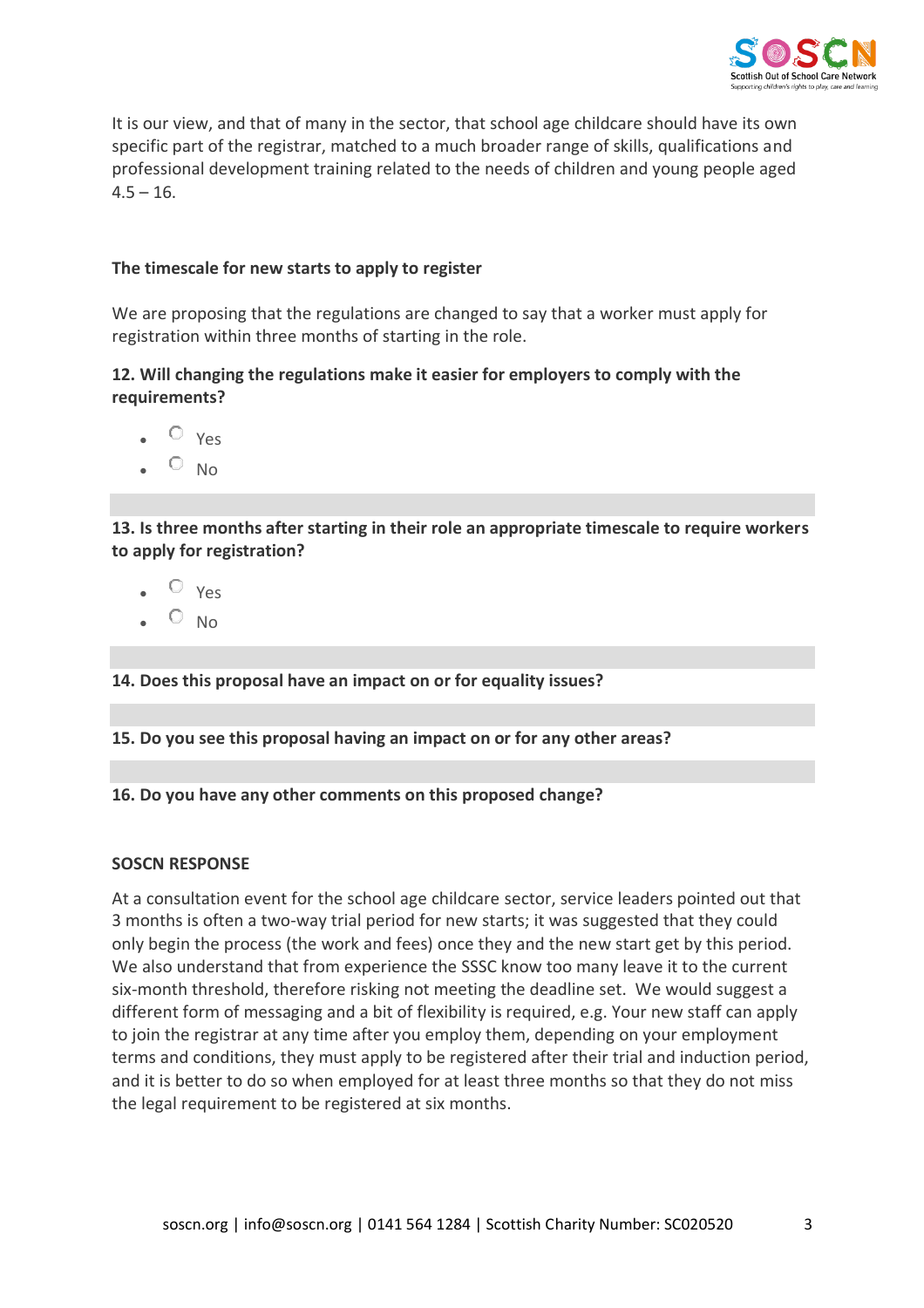It is our view, and that of many in the sector, that school age childcare should have its own specific part of the registrar, matched to a much broader range of skills, qualifications and professional development training related to the needs of children and young people aged 4.5 – 16.

**The timescale for new starts to apply to register**

We are proposing that the regulations are changed to say that a worker must apply for registration within three months of starting in the role.

**12. Will changing the regulations make it easier for employers to comply with the requirements?**

- ○ Yes
- ○ No

**13. Is three months after starting in their role an appropriate timescale to require workers to apply for registration?**

- ○ Yes
- ○ No

**14. Does this proposal have an impact on or for equality issues?**

**15. Do you see this proposal having an impact on or for any other areas?**

**16. Do you have any other comments on this proposed change?**

**SOSCN RESPONSE**

At a consultation event for the school age childcare sector, service leaders pointed out that 3 months is often a two-way trial period for new starts; it was suggested that they could only begin the process (the work and fees) once they and the new start get by this period. We also understand that from experience the SSSC know too many leave it to the current six-month threshold, therefore risking not meeting the deadline set. We would suggest a different form of messaging and a bit of flexibility is required, e.g. Your new staff can apply to join the registrar at any time after you employ them, depending on your employment terms and conditions, they must apply to be registered after their trial and induction period, and it is better to do so when employed for at least three months so that they do not miss the legal requirement to be registered at six months.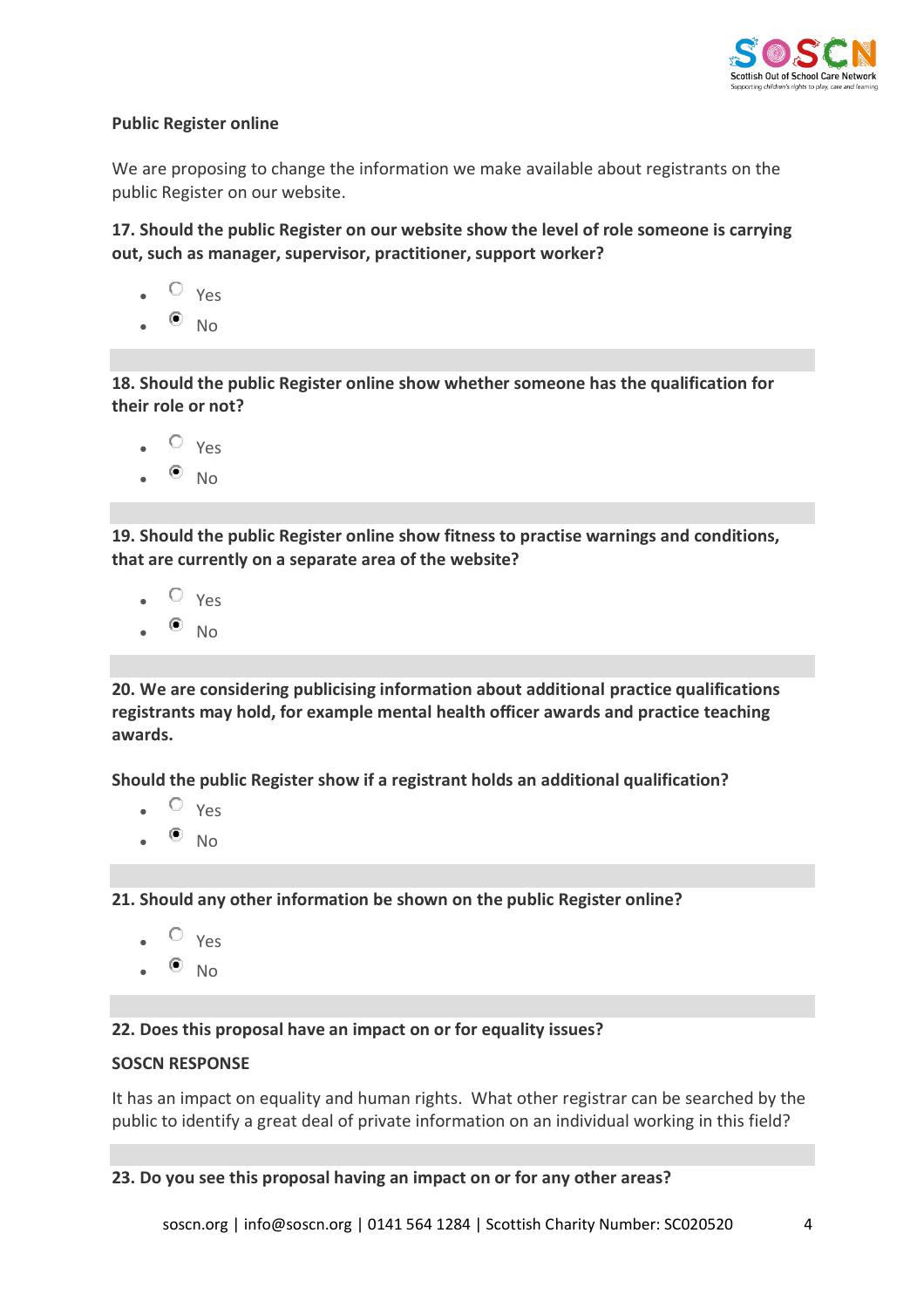**Public Register online**

We are proposing to change the information we make available about registrants on the public Register on our website.

**17. Should the public Register on our website show the level of role someone is carrying out, such as manager, supervisor, practitioner, support worker?**

- ○ Yes
- ◉ No

**18. Should the public Register online show whether someone has the qualification for their role or not?**

- ○ Yes
- ◉ No

**19. Should the public Register online show fitness to practise warnings and conditions, that are currently on a separate area of the website?**

- ○ Yes
- ◉ No

**20. We are considering publicising information about additional practice qualifications registrants may hold, for example mental health officer awards and practice teaching awards.**

**Should the public Register show if a registrant holds an additional qualification?**

- ○ Yes
- ◉ No

**21. Should any other information be shown on the public Register online?**

- ○ Yes
- ◉ No

**22. Does this proposal have an impact on or for equality issues?**

**SOSCN RESPONSE**

It has an impact on equality and human rights. What other registrar can be searched by the public to identify a great deal of private information on an individual working in this field?

**23. Do you see this proposal having an impact on or for any other areas?**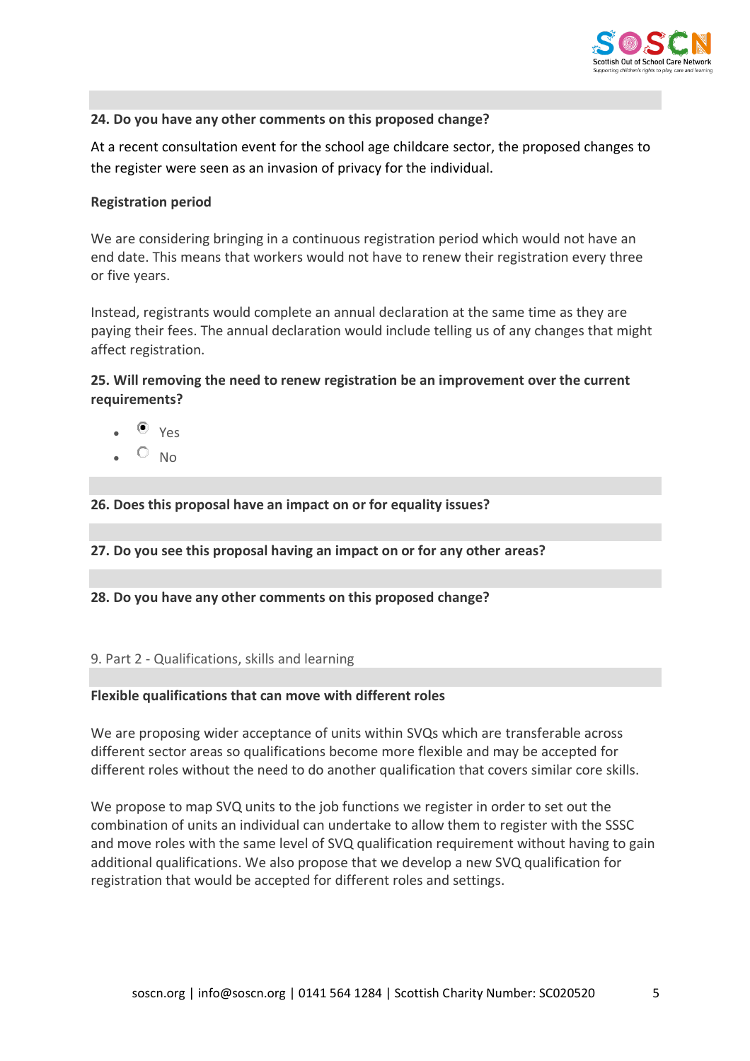**24. Do you have any other comments on this proposed change?**

At a recent consultation event for the school age childcare sector, the proposed changes to the register were seen as an invasion of privacy for the individual.

**Registration period**

We are considering bringing in a continuous registration period which would not have an end date. This means that workers would not have to renew their registration every three or five years.

Instead, registrants would complete an annual declaration at the same time as they are paying their fees. The annual declaration would include telling us of any changes that might affect registration.

**25. Will removing the need to renew registration be an improvement over the current requirements?**

- ◉ Yes
- ○ No

**26. Does this proposal have an impact on or for equality issues?**

**27. Do you see this proposal having an impact on or for any other areas?**

**28. Do you have any other comments on this proposed change?**

9. Part 2 - Qualifications, skills and learning

**Flexible qualifications that can move with different roles**

We are proposing wider acceptance of units within SVQs which are transferable across different sector areas so qualifications become more flexible and may be accepted for different roles without the need to do another qualification that covers similar core skills.

We propose to map SVQ units to the job functions we register in order to set out the combination of units an individual can undertake to allow them to register with the SSSC and move roles with the same level of SVQ qualification requirement without having to gain additional qualifications. We also propose that we develop a new SVQ qualification for registration that would be accepted for different roles and settings.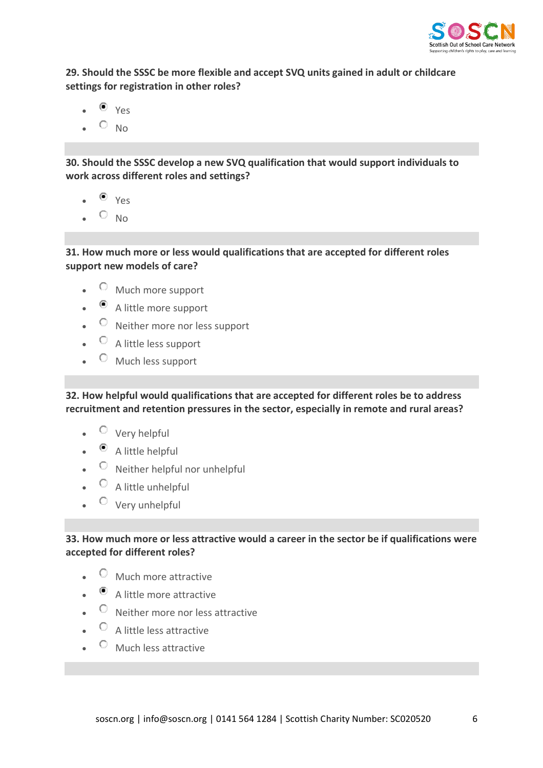**29. Should the SSSC be more flexible and accept SVQ units gained in adult or childcare settings for registration in other roles?**

- ◉ Yes
- ○ No

**30. Should the SSSC develop a new SVQ qualification that would support individuals to work across different roles and settings?**

- ◉ Yes
- ○ No

**31. How much more or less would qualifications that are accepted for different roles support new models of care?**

- ○ Much more support
- ◉ A little more support
- ○ Neither more nor less support
- ○ A little less support
- ○ Much less support

**32. How helpful would qualifications that are accepted for different roles be to address recruitment and retention pressures in the sector, especially in remote and rural areas?**

- ○ Very helpful
- ◉ A little helpful
- ○ Neither helpful nor unhelpful
- ○ A little unhelpful
- ○ Very unhelpful

**33. How much more or less attractive would a career in the sector be if qualifications were accepted for different roles?**

- ○ Much more attractive
- ◉ A little more attractive
- ○ Neither more nor less attractive
- ○ A little less attractive
- ○ Much less attractive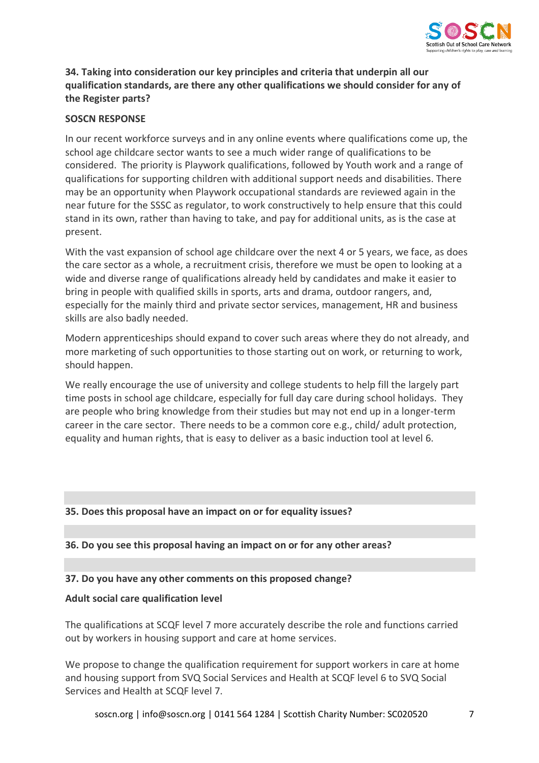**34. Taking into consideration our key principles and criteria that underpin all our qualification standards, are there any other qualifications we should consider for any of the Register parts?**

**SOSCN RESPONSE**

In our recent workforce surveys and in any online events where qualifications come up, the school age childcare sector wants to see a much wider range of qualifications to be considered. The priority is Playwork qualifications, followed by Youth work and a range of qualifications for supporting children with additional support needs and disabilities. There may be an opportunity when Playwork occupational standards are reviewed again in the near future for the SSSC as regulator, to work constructively to help ensure that this could stand in its own, rather than having to take, and pay for additional units, as is the case at present.

With the vast expansion of school age childcare over the next 4 or 5 years, we face, as does the care sector as a whole, a recruitment crisis, therefore we must be open to looking at a wide and diverse range of qualifications already held by candidates and make it easier to bring in people with qualified skills in sports, arts and drama, outdoor rangers, and, especially for the mainly third and private sector services, management, HR and business skills are also badly needed.

Modern apprenticeships should expand to cover such areas where they do not already, and more marketing of such opportunities to those starting out on work, or returning to work, should happen.

We really encourage the use of university and college students to help fill the largely part time posts in school age childcare, especially for full day care during school holidays. They are people who bring knowledge from their studies but may not end up in a longer-term career in the care sector. There needs to be a common core e.g., child/ adult protection, equality and human rights, that is easy to deliver as a basic induction tool at level 6.

**35. Does this proposal have an impact on or for equality issues?**

**36. Do you see this proposal having an impact on or for any other areas?**

**37. Do you have any other comments on this proposed change?**

**Adult social care qualification level**

The qualifications at SCQF level 7 more accurately describe the role and functions carried out by workers in housing support and care at home services.

We propose to change the qualification requirement for support workers in care at home and housing support from SVQ Social Services and Health at SCQF level 6 to SVQ Social Services and Health at SCQF level 7.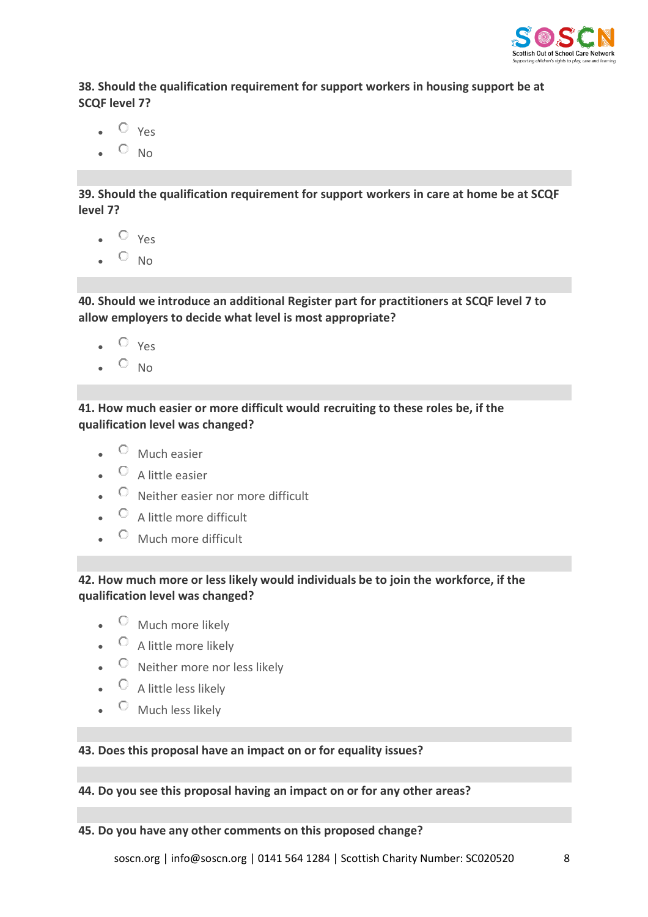**38. Should the qualification requirement for support workers in housing support be at SCQF level 7?**

- Yes
- No

**39. Should the qualification requirement for support workers in care at home be at SCQF level 7?**

- Yes
- No

**40. Should we introduce an additional Register part for practitioners at SCQF level 7 to allow employers to decide what level is most appropriate?**

- Yes
- No

**41. How much easier or more difficult would recruiting to these roles be, if the qualification level was changed?**

- Much easier
- A little easier
- Neither easier nor more difficult
- A little more difficult
- Much more difficult

**42. How much more or less likely would individuals be to join the workforce, if the qualification level was changed?**

- Much more likely
- A little more likely
- Neither more nor less likely
- A little less likely
- Much less likely

**43. Does this proposal have an impact on or for equality issues?**

**44. Do you see this proposal having an impact on or for any other areas?**

**45. Do you have any other comments on this proposed change?**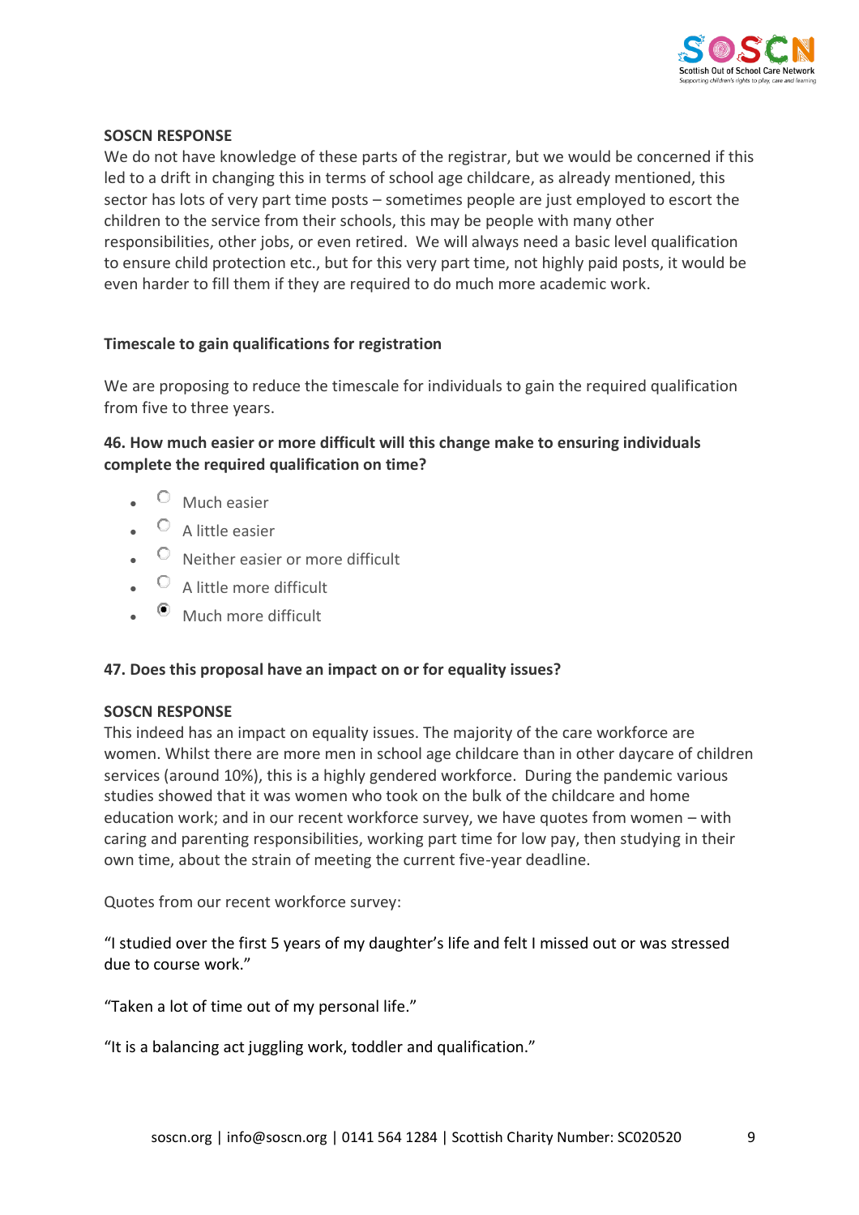**SOSCN RESPONSE**
We do not have knowledge of these parts of the registrar, but we would be concerned if this led to a drift in changing this in terms of school age childcare, as already mentioned, this sector has lots of very part time posts – sometimes people are just employed to escort the children to the service from their schools, this may be people with many other responsibilities, other jobs, or even retired. We will always need a basic level qualification to ensure child protection etc., but for this very part time, not highly paid posts, it would be even harder to fill them if they are required to do much more academic work.

**Timescale to gain qualifications for registration**

We are proposing to reduce the timescale for individuals to gain the required qualification from five to three years.

**46. How much easier or more difficult will this change make to ensuring individuals complete the required qualification on time?**

- ○ Much easier
- ○ A little easier
- ○ Neither easier or more difficult
- ○ A little more difficult
- ● Much more difficult

**47. Does this proposal have an impact on or for equality issues?**

**SOSCN RESPONSE**
This indeed has an impact on equality issues. The majority of the care workforce are women. Whilst there are more men in school age childcare than in other daycare of children services (around 10%), this is a highly gendered workforce. During the pandemic various studies showed that it was women who took on the bulk of the childcare and home education work; and in our recent workforce survey, we have quotes from women – with caring and parenting responsibilities, working part time for low pay, then studying in their own time, about the strain of meeting the current five-year deadline.

Quotes from our recent workforce survey:

"I studied over the first 5 years of my daughter's life and felt I missed out or was stressed due to course work."

"Taken a lot of time out of my personal life."

"It is a balancing act juggling work, toddler and qualification."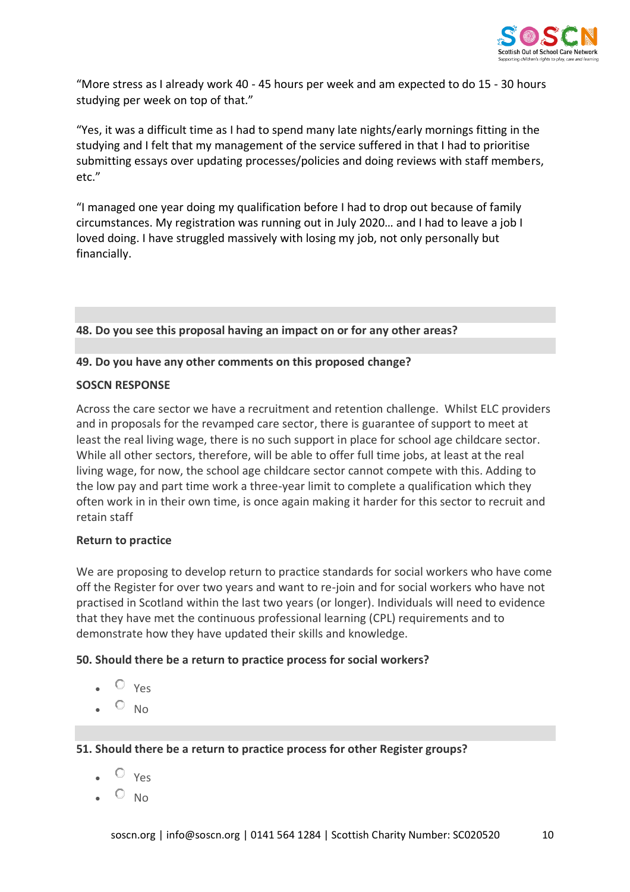"More stress as I already work 40 - 45 hours per week and am expected to do 15 - 30 hours studying per week on top of that."

"Yes, it was a difficult time as I had to spend many late nights/early mornings fitting in the studying and I felt that my management of the service suffered in that I had to prioritise submitting essays over updating processes/policies and doing reviews with staff members, etc."

"I managed one year doing my qualification before I had to drop out because of family circumstances. My registration was running out in July 2020… and I had to leave a job I loved doing. I have struggled massively with losing my job, not only personally but financially.

**48. Do you see this proposal having an impact on or for any other areas?**

**49. Do you have any other comments on this proposed change?**

**SOSCN RESPONSE**

Across the care sector we have a recruitment and retention challenge. Whilst ELC providers and in proposals for the revamped care sector, there is guarantee of support to meet at least the real living wage, there is no such support in place for school age childcare sector. While all other sectors, therefore, will be able to offer full time jobs, at least at the real living wage, for now, the school age childcare sector cannot compete with this. Adding to the low pay and part time work a three-year limit to complete a qualification which they often work in in their own time, is once again making it harder for this sector to recruit and retain staff

**Return to practice**

We are proposing to develop return to practice standards for social workers who have come off the Register for over two years and want to re-join and for social workers who have not practised in Scotland within the last two years (or longer). Individuals will need to evidence that they have met the continuous professional learning (CPL) requirements and to demonstrate how they have updated their skills and knowledge.

**50. Should there be a return to practice process for social workers?**

- Yes
- No

**51. Should there be a return to practice process for other Register groups?**

- Yes
- No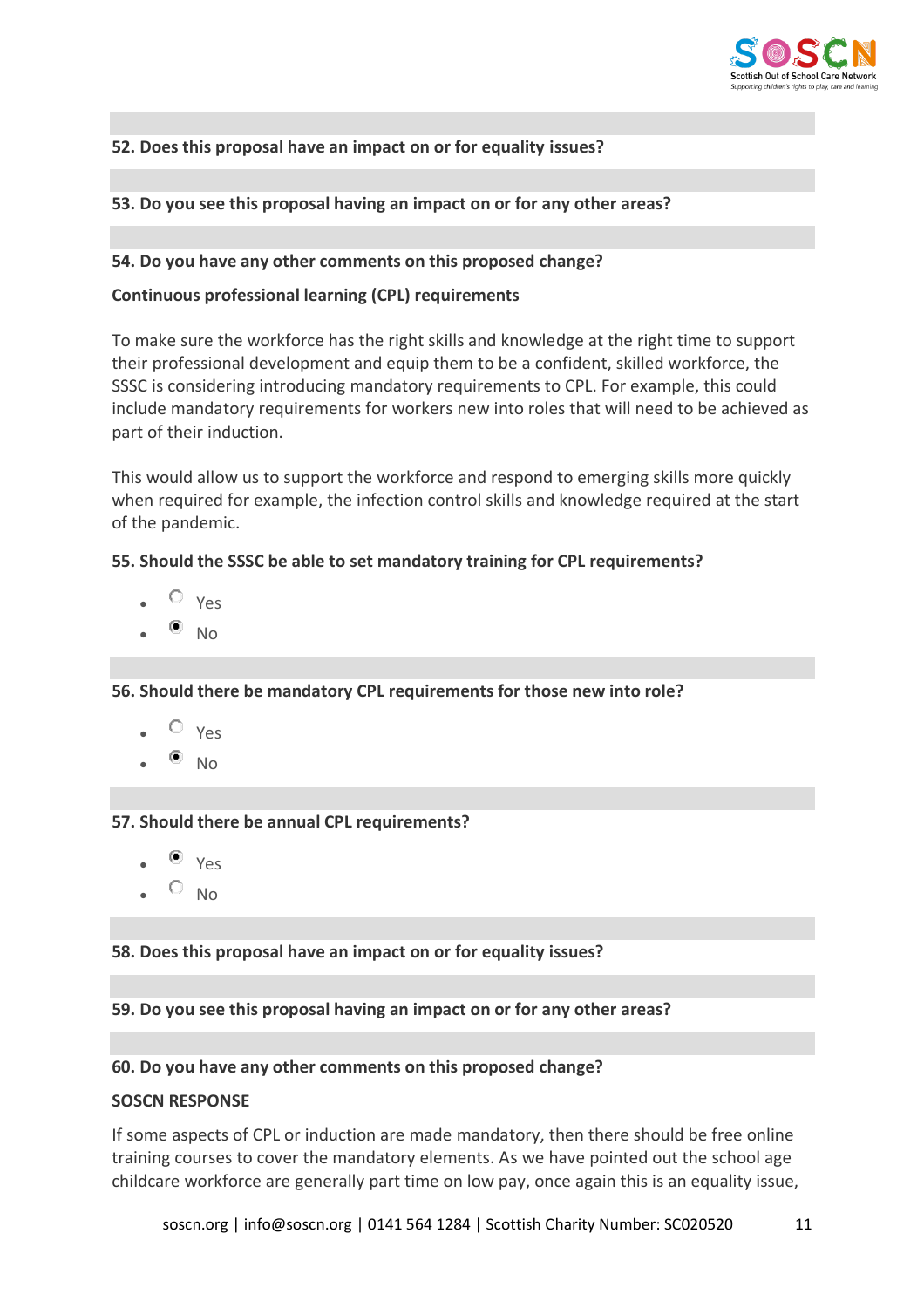**52. Does this proposal have an impact on or for equality issues?**

**53. Do you see this proposal having an impact on or for any other areas?**

**54. Do you have any other comments on this proposed change?**

**Continuous professional learning (CPL) requirements**

To make sure the workforce has the right skills and knowledge at the right time to support their professional development and equip them to be a confident, skilled workforce, the SSSC is considering introducing mandatory requirements to CPL. For example, this could include mandatory requirements for workers new into roles that will need to be achieved as part of their induction.

This would allow us to support the workforce and respond to emerging skills more quickly when required for example, the infection control skills and knowledge required at the start of the pandemic.

**55. Should the SSSC be able to set mandatory training for CPL requirements?**

- ○ Yes
- ◉ No

**56. Should there be mandatory CPL requirements for those new into role?**

- ○ Yes
- ◉ No

**57. Should there be annual CPL requirements?**

- ◉ Yes
- ○ No

**58. Does this proposal have an impact on or for equality issues?**

**59. Do you see this proposal having an impact on or for any other areas?**

**60. Do you have any other comments on this proposed change?**

**SOSCN RESPONSE**

If some aspects of CPL or induction are made mandatory, then there should be free online training courses to cover the mandatory elements. As we have pointed out the school age childcare workforce are generally part time on low pay, once again this is an equality issue,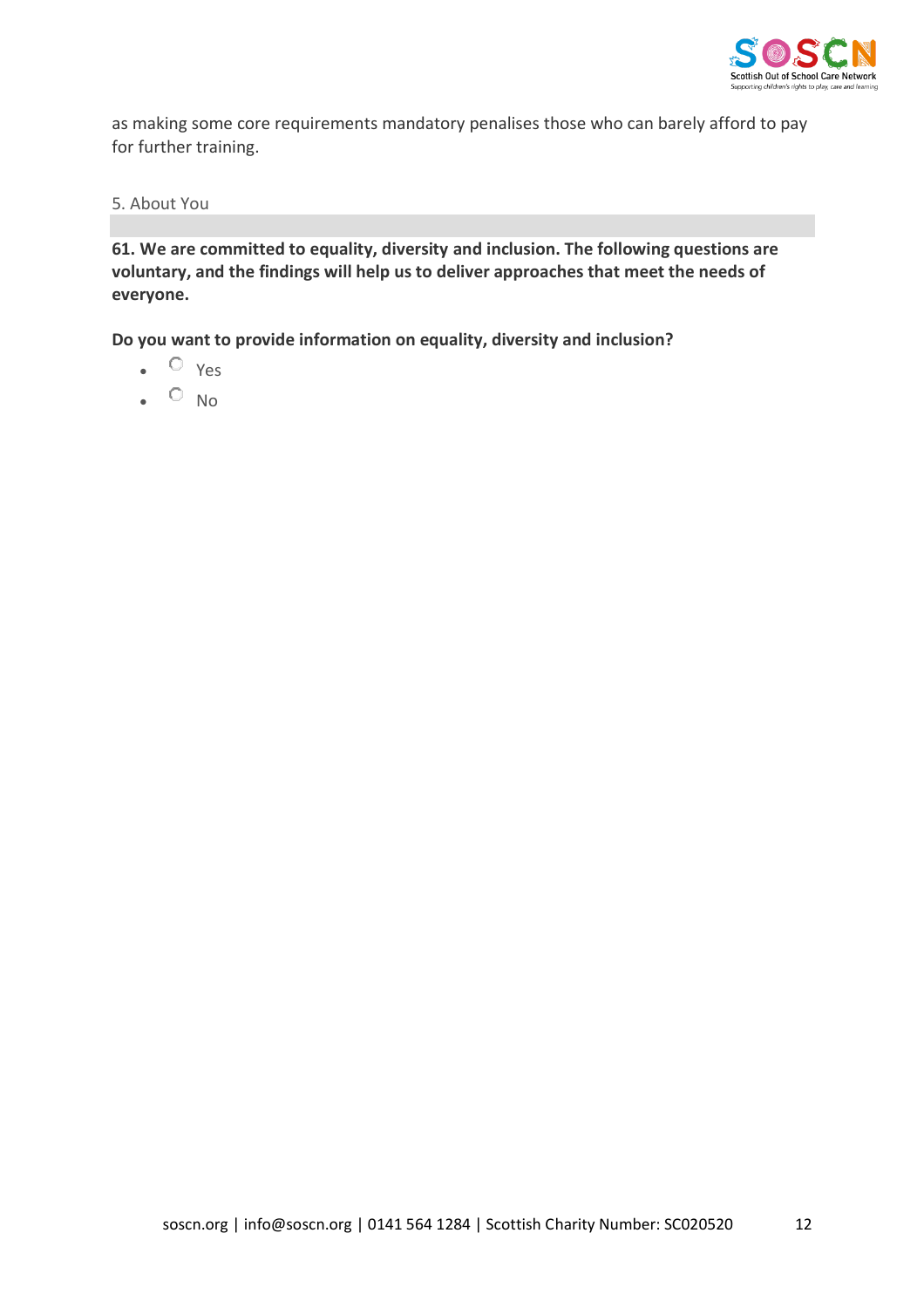as making some core requirements mandatory penalises those who can barely afford to pay for further training.

## 5. About You

**61. We are committed to equality, diversity and inclusion. The following questions are voluntary, and the findings will help us to deliver approaches that meet the needs of everyone.**

**Do you want to provide information on equality, diversity and inclusion?**

- Yes
- No